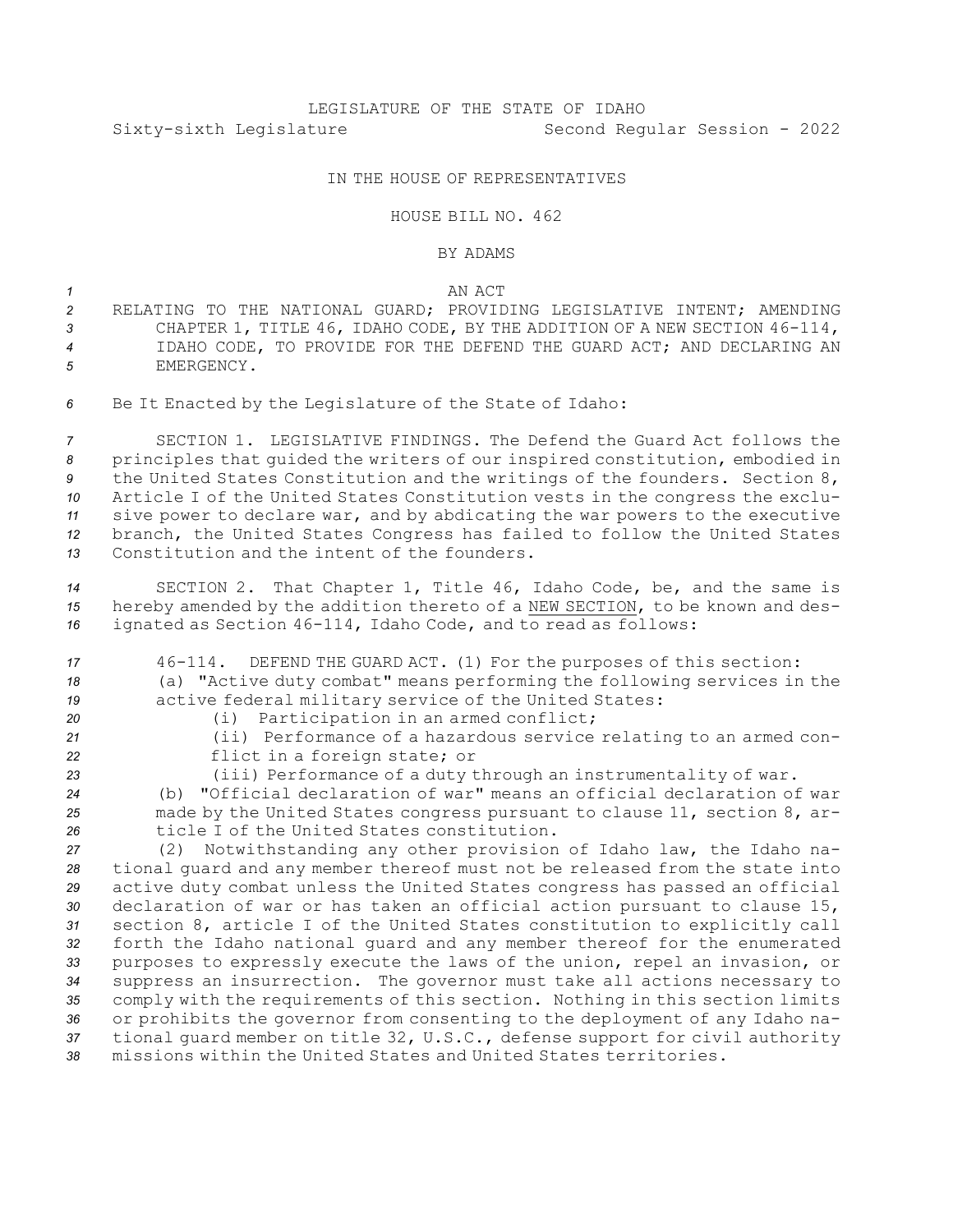LEGISLATURE OF THE STATE OF IDAHO

Sixty-sixth Legislature Second Regular Session - 2022

IN THE HOUSE OF REPRESENTATIVES

HOUSE BILL NO. 462

BY ADAMS

AN ACT

RELATING TO THE NATIONAL GUARD; PROVIDING LEGISLATIVE INTENT; AMENDING CHAPTER 1, TITLE 46, IDAHO CODE, BY THE ADDITION OF A NEW SECTION 46-114, IDAHO CODE, TO PROVIDE FOR THE DEFEND THE GUARD ACT; AND DECLARING AN EMERGENCY.

Be It Enacted by the Legislature of the State of Idaho:

SECTION 1. LEGISLATIVE FINDINGS. The Defend the Guard Act follows the principles that guided the writers of our inspired constitution, embodied in the United States Constitution and the writings of the founders. Section 8, Article I of the United States Constitution vests in the congress the exclusive power to declare war, and by abdicating the war powers to the executive branch, the United States Congress has failed to follow the United States Constitution and the intent of the founders.

SECTION 2. That Chapter 1, Title 46, Idaho Code, be, and the same is hereby amended by the addition thereto of a NEW SECTION, to be known and designated as Section 46-114, Idaho Code, and to read as follows:

46-114. DEFEND THE GUARD ACT. (1) For the purposes of this section:

(a) "Active duty combat" means performing the following services in the active federal military service of the United States:

(i) Participation in an armed conflict;

(ii) Performance of a hazardous service relating to an armed conflict in a foreign state; or

(iii) Performance of a duty through an instrumentality of war.

(b) "Official declaration of war" means an official declaration of war made by the United States congress pursuant to clause 11, section 8, article I of the United States constitution.

(2) Notwithstanding any other provision of Idaho law, the Idaho national guard and any member thereof must not be released from the state into active duty combat unless the United States congress has passed an official declaration of war or has taken an official action pursuant to clause 15, section 8, article I of the United States constitution to explicitly call forth the Idaho national guard and any member thereof for the enumerated purposes to expressly execute the laws of the union, repel an invasion, or suppress an insurrection. The governor must take all actions necessary to comply with the requirements of this section. Nothing in this section limits or prohibits the governor from consenting to the deployment of any Idaho national guard member on title 32, U.S.C., defense support for civil authority missions within the United States and United States territories.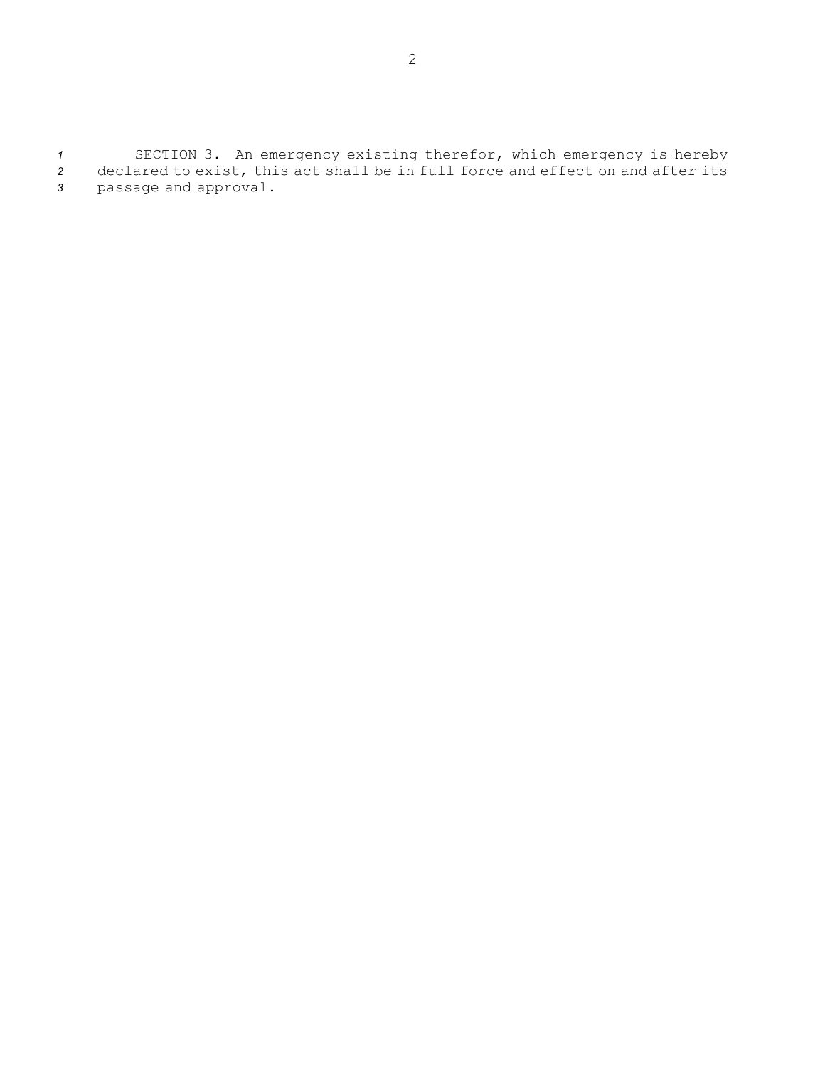SECTION 3. An emergency existing therefor, which emergency is hereby declared to exist, this act shall be in full force and effect on and after its passage and approval.